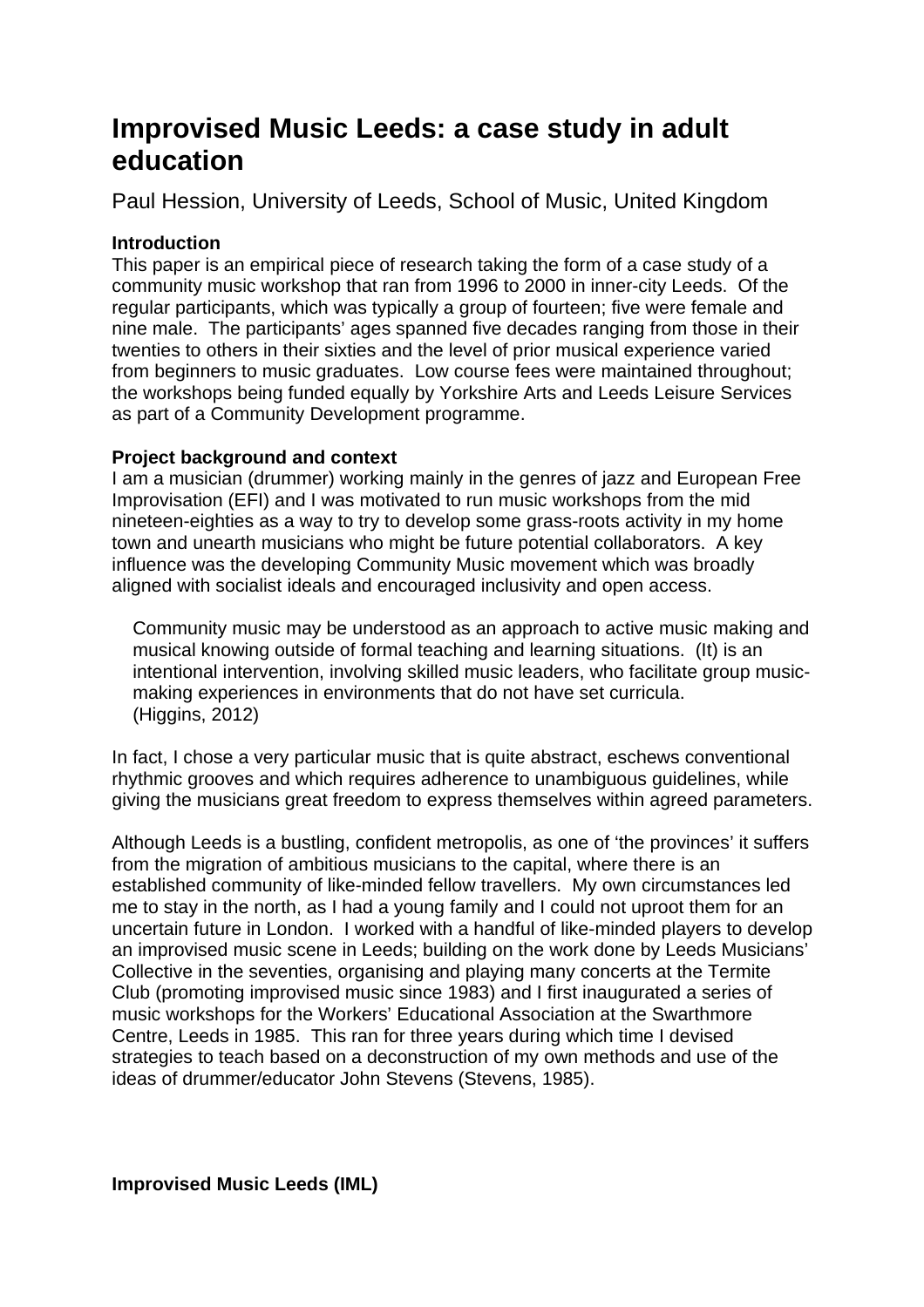# Improvised Music Leeds: a case study in adult education

Paul Hession, University of Leeds, School of Music, United Kingdom

**Introduction**

This paper is an empirical piece of research taking the form of a case study of a community music workshop that ran from 1996 to 2000 in inner-city Leeds. Of the regular participants, which was typically a group of fourteen; five were female and nine male. The participants' ages spanned five decades ranging from those in their twenties to others in their sixties and the level of prior musical experience varied from beginners to music graduates. Low course fees were maintained throughout; the workshops being funded equally by Yorkshire Arts and Leeds Leisure Services as part of a Community Development programme.

**Project background and context**

I am a musician (drummer) working mainly in the genres of jazz and European Free Improvisation (EFI) and I was motivated to run music workshops from the mid nineteen-eighties as a way to try to develop some grass-roots activity in my home town and unearth musicians who might be future potential collaborators. A key influence was the developing Community Music movement which was broadly aligned with socialist ideals and encouraged inclusivity and open access.

> Community music may be understood as an approach to active music making and musical knowing outside of formal teaching and learning situations. (It) is an intentional intervention, involving skilled music leaders, who facilitate group music-making experiences in environments that do not have set curricula.
> (Higgins, 2012)

In fact, I chose a very particular music that is quite abstract, eschews conventional rhythmic grooves and which requires adherence to unambiguous guidelines, while giving the musicians great freedom to express themselves within agreed parameters.

Although Leeds is a bustling, confident metropolis, as one of 'the provinces' it suffers from the migration of ambitious musicians to the capital, where there is an established community of like-minded fellow travellers. My own circumstances led me to stay in the north, as I had a young family and I could not uproot them for an uncertain future in London. I worked with a handful of like-minded players to develop an improvised music scene in Leeds; building on the work done by Leeds Musicians' Collective in the seventies, organising and playing many concerts at the Termite Club (promoting improvised music since 1983) and I first inaugurated a series of music workshops for the Workers' Educational Association at the Swarthmore Centre, Leeds in 1985. This ran for three years during which time I devised strategies to teach based on a deconstruction of my own methods and use of the ideas of drummer/educator John Stevens (Stevens, 1985).

**Improvised Music Leeds (IML)**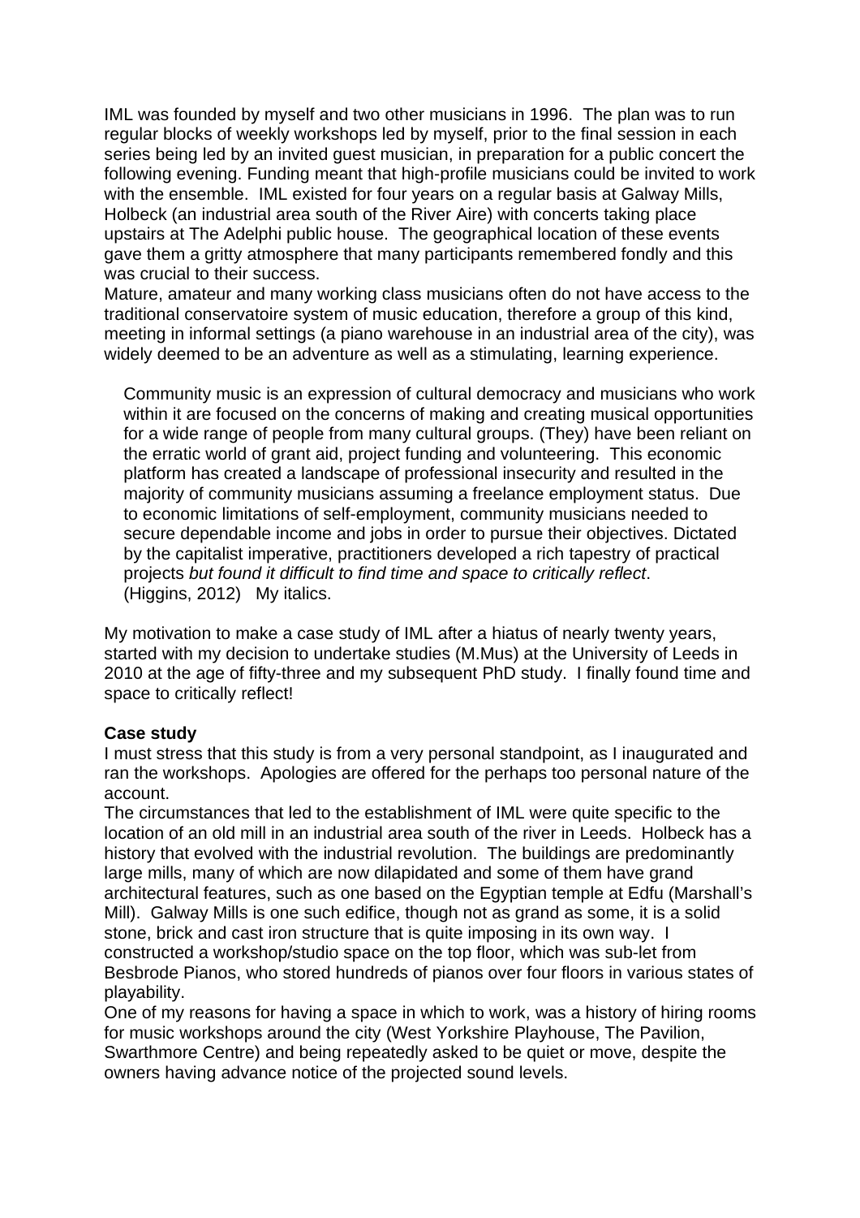IML was founded by myself and two other musicians in 1996. The plan was to run regular blocks of weekly workshops led by myself, prior to the final session in each series being led by an invited guest musician, in preparation for a public concert the following evening. Funding meant that high-profile musicians could be invited to work with the ensemble. IML existed for four years on a regular basis at Galway Mills, Holbeck (an industrial area south of the River Aire) with concerts taking place upstairs at The Adelphi public house. The geographical location of these events gave them a gritty atmosphere that many participants remembered fondly and this was crucial to their success.

Mature, amateur and many working class musicians often do not have access to the traditional conservatoire system of music education, therefore a group of this kind, meeting in informal settings (a piano warehouse in an industrial area of the city), was widely deemed to be an adventure as well as a stimulating, learning experience.

> Community music is an expression of cultural democracy and musicians who work within it are focused on the concerns of making and creating musical opportunities for a wide range of people from many cultural groups. (They) have been reliant on the erratic world of grant aid, project funding and volunteering. This economic platform has created a landscape of professional insecurity and resulted in the majority of community musicians assuming a freelance employment status. Due to economic limitations of self-employment, community musicians needed to secure dependable income and jobs in order to pursue their objectives. Dictated by the capitalist imperative, practitioners developed a rich tapestry of practical projects *but found it difficult to find time and space to critically reflect*.
> (Higgins, 2012) My italics.

My motivation to make a case study of IML after a hiatus of nearly twenty years, started with my decision to undertake studies (M.Mus) at the University of Leeds in 2010 at the age of fifty-three and my subsequent PhD study. I finally found time and space to critically reflect!

**Case study**

I must stress that this study is from a very personal standpoint, as I inaugurated and ran the workshops. Apologies are offered for the perhaps too personal nature of the account.

The circumstances that led to the establishment of IML were quite specific to the location of an old mill in an industrial area south of the river in Leeds. Holbeck has a history that evolved with the industrial revolution. The buildings are predominantly large mills, many of which are now dilapidated and some of them have grand architectural features, such as one based on the Egyptian temple at Edfu (Marshall's Mill). Galway Mills is one such edifice, though not as grand as some, it is a solid stone, brick and cast iron structure that is quite imposing in its own way. I constructed a workshop/studio space on the top floor, which was sub-let from Besbrode Pianos, who stored hundreds of pianos over four floors in various states of playability.

One of my reasons for having a space in which to work, was a history of hiring rooms for music workshops around the city (West Yorkshire Playhouse, The Pavilion, Swarthmore Centre) and being repeatedly asked to be quiet or move, despite the owners having advance notice of the projected sound levels.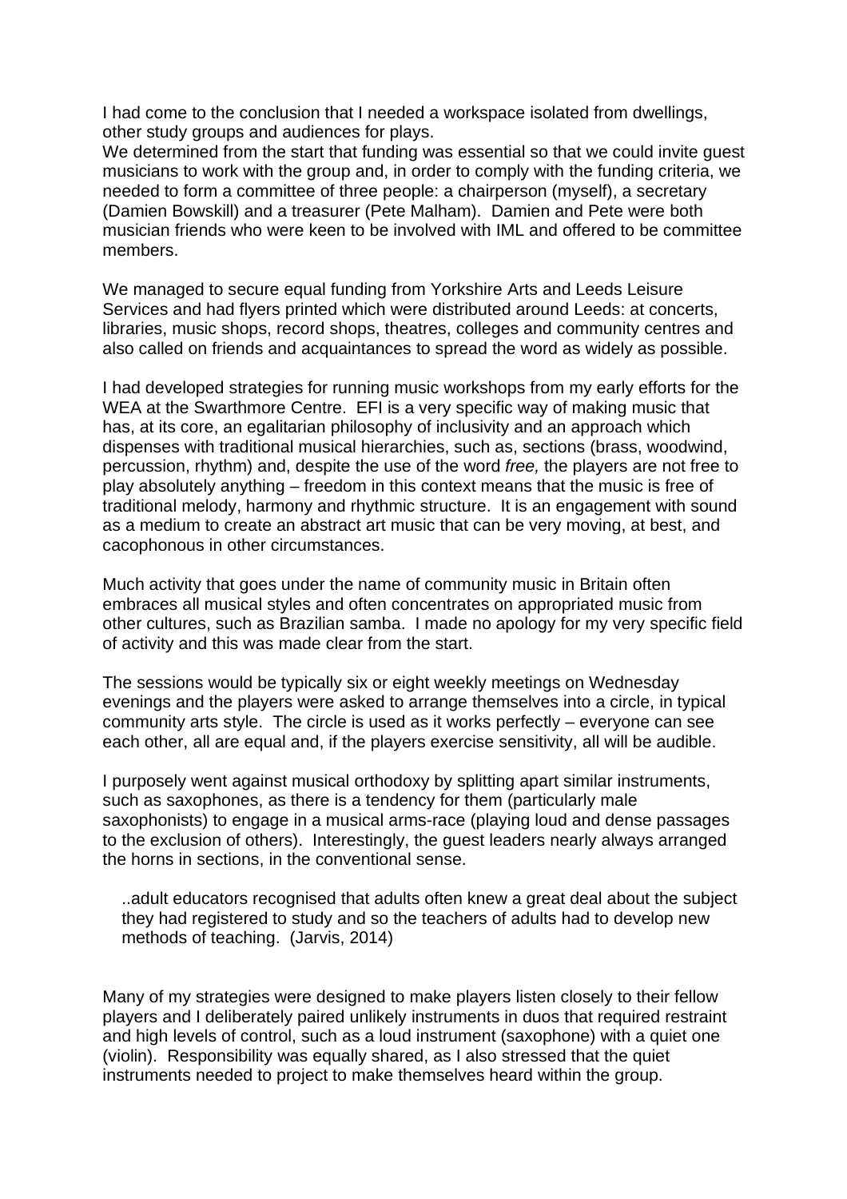I had come to the conclusion that I needed a workspace isolated from dwellings, other study groups and audiences for plays.
We determined from the start that funding was essential so that we could invite guest musicians to work with the group and, in order to comply with the funding criteria, we needed to form a committee of three people: a chairperson (myself), a secretary (Damien Bowskill) and a treasurer (Pete Malham). Damien and Pete were both musician friends who were keen to be involved with IML and offered to be committee members.

We managed to secure equal funding from Yorkshire Arts and Leeds Leisure Services and had flyers printed which were distributed around Leeds: at concerts, libraries, music shops, record shops, theatres, colleges and community centres and also called on friends and acquaintances to spread the word as widely as possible.

I had developed strategies for running music workshops from my early efforts for the WEA at the Swarthmore Centre. EFI is a very specific way of making music that has, at its core, an egalitarian philosophy of inclusivity and an approach which dispenses with traditional musical hierarchies, such as, sections (brass, woodwind, percussion, rhythm) and, despite the use of the word *free,* the players are not free to play absolutely anything – freedom in this context means that the music is free of traditional melody, harmony and rhythmic structure. It is an engagement with sound as a medium to create an abstract art music that can be very moving, at best, and cacophonous in other circumstances.

Much activity that goes under the name of community music in Britain often embraces all musical styles and often concentrates on appropriated music from other cultures, such as Brazilian samba. I made no apology for my very specific field of activity and this was made clear from the start.

The sessions would be typically six or eight weekly meetings on Wednesday evenings and the players were asked to arrange themselves into a circle, in typical community arts style. The circle is used as it works perfectly – everyone can see each other, all are equal and, if the players exercise sensitivity, all will be audible.

I purposely went against musical orthodoxy by splitting apart similar instruments, such as saxophones, as there is a tendency for them (particularly male saxophonists) to engage in a musical arms-race (playing loud and dense passages to the exclusion of others). Interestingly, the guest leaders nearly always arranged the horns in sections, in the conventional sense.

> ..adult educators recognised that adults often knew a great deal about the subject they had registered to study and so the teachers of adults had to develop new methods of teaching. (Jarvis, 2014)

Many of my strategies were designed to make players listen closely to their fellow players and I deliberately paired unlikely instruments in duos that required restraint and high levels of control, such as a loud instrument (saxophone) with a quiet one (violin). Responsibility was equally shared, as I also stressed that the quiet instruments needed to project to make themselves heard within the group.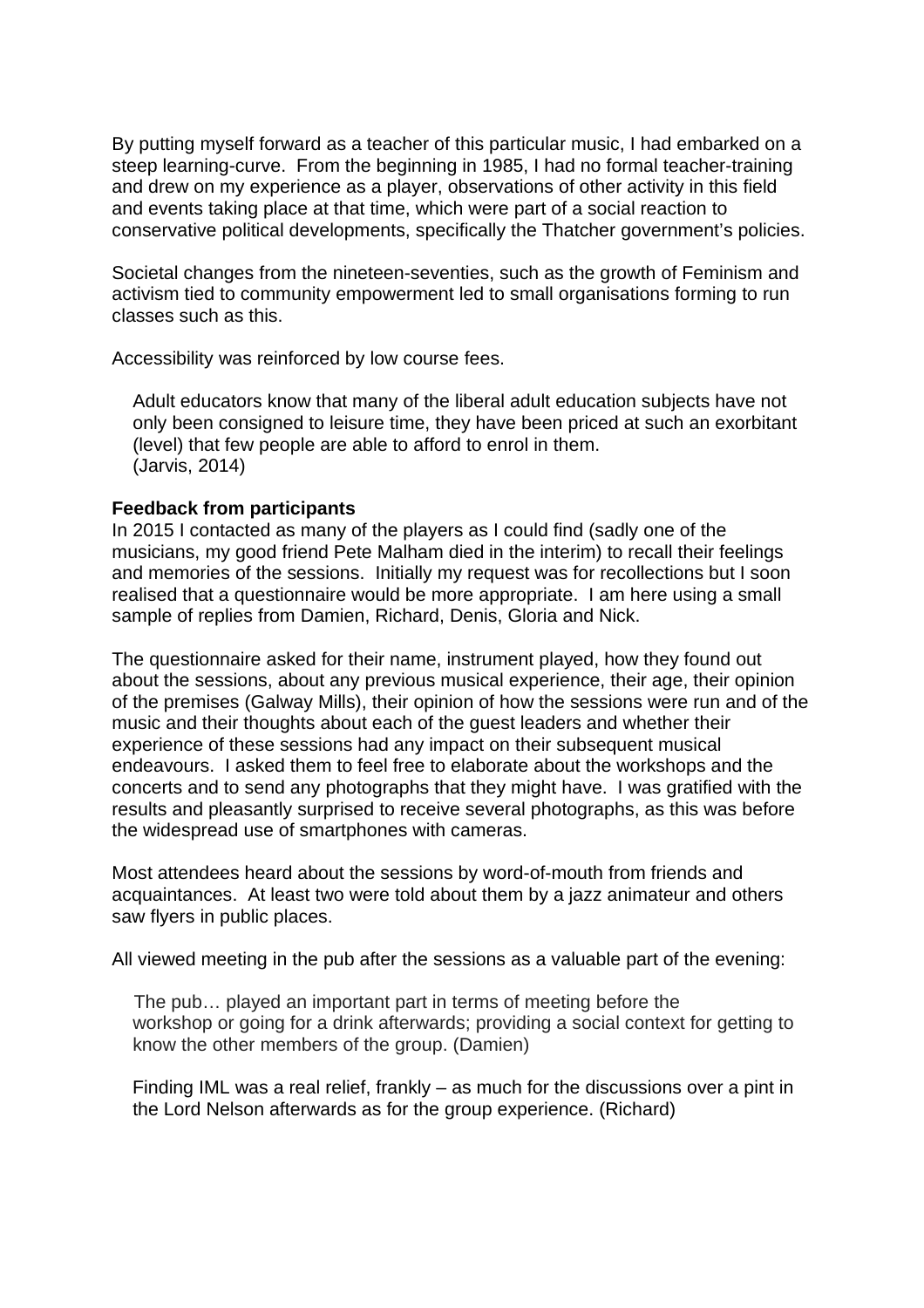By putting myself forward as a teacher of this particular music, I had embarked on a steep learning-curve. From the beginning in 1985, I had no formal teacher-training and drew on my experience as a player, observations of other activity in this field and events taking place at that time, which were part of a social reaction to conservative political developments, specifically the Thatcher government's policies.

Societal changes from the nineteen-seventies, such as the growth of Feminism and activism tied to community empowerment led to small organisations forming to run classes such as this.

Accessibility was reinforced by low course fees.

> Adult educators know that many of the liberal adult education subjects have not only been consigned to leisure time, they have been priced at such an exorbitant (level) that few people are able to afford to enrol in them.
> (Jarvis, 2014)

**Feedback from participants**

In 2015 I contacted as many of the players as I could find (sadly one of the musicians, my good friend Pete Malham died in the interim) to recall their feelings and memories of the sessions. Initially my request was for recollections but I soon realised that a questionnaire would be more appropriate. I am here using a small sample of replies from Damien, Richard, Denis, Gloria and Nick.

The questionnaire asked for their name, instrument played, how they found out about the sessions, about any previous musical experience, their age, their opinion of the premises (Galway Mills), their opinion of how the sessions were run and of the music and their thoughts about each of the guest leaders and whether their experience of these sessions had any impact on their subsequent musical endeavours. I asked them to feel free to elaborate about the workshops and the concerts and to send any photographs that they might have. I was gratified with the results and pleasantly surprised to receive several photographs, as this was before the widespread use of smartphones with cameras.

Most attendees heard about the sessions by word-of-mouth from friends and acquaintances. At least two were told about them by a jazz animateur and others saw flyers in public places.

All viewed meeting in the pub after the sessions as a valuable part of the evening:

> The pub… played an important part in terms of meeting before the workshop or going for a drink afterwards; providing a social context for getting to know the other members of the group. (Damien)

> Finding IML was a real relief, frankly – as much for the discussions over a pint in the Lord Nelson afterwards as for the group experience. (Richard)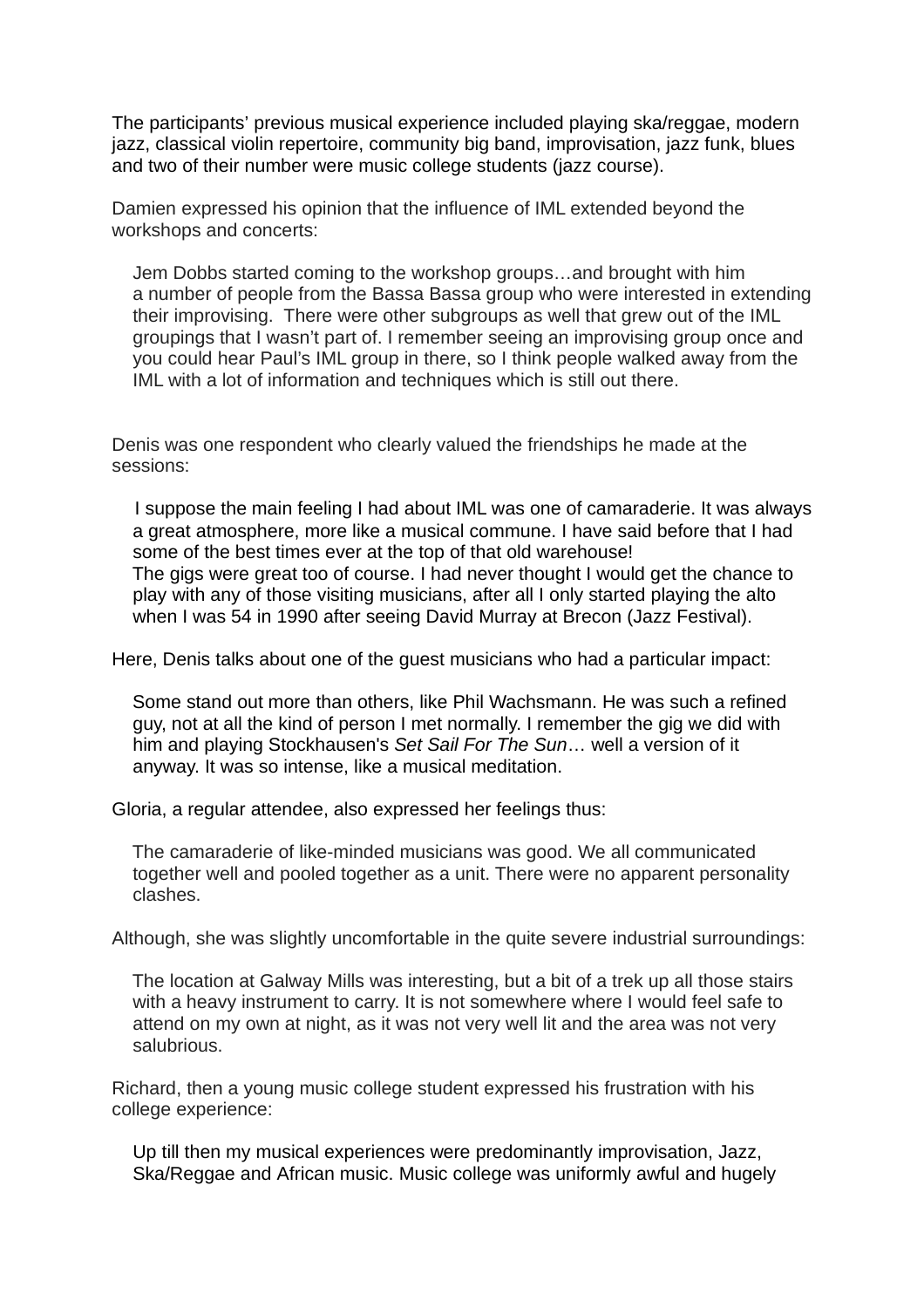The participants' previous musical experience included playing ska/reggae, modern jazz, classical violin repertoire, community big band, improvisation, jazz funk, blues and two of their number were music college students (jazz course).

Damien expressed his opinion that the influence of IML extended beyond the workshops and concerts:

> Jem Dobbs started coming to the workshop groups…and brought with him a number of people from the Bassa Bassa group who were interested in extending their improvising. There were other subgroups as well that grew out of the IML groupings that I wasn't part of. I remember seeing an improvising group once and you could hear Paul's IML group in there, so I think people walked away from the IML with a lot of information and techniques which is still out there.

Denis was one respondent who clearly valued the friendships he made at the sessions:

> I suppose the main feeling I had about IML was one of camaraderie. It was always a great atmosphere, more like a musical commune. I have said before that I had some of the best times ever at the top of that old warehouse!
> The gigs were great too of course. I had never thought I would get the chance to play with any of those visiting musicians, after all I only started playing the alto when I was 54 in 1990 after seeing David Murray at Brecon (Jazz Festival).

Here, Denis talks about one of the guest musicians who had a particular impact:

> Some stand out more than others, like Phil Wachsmann. He was such a refined guy, not at all the kind of person I met normally. I remember the gig we did with him and playing Stockhausen's *Set Sail For The Sun*… well a version of it anyway. It was so intense, like a musical meditation.

Gloria, a regular attendee, also expressed her feelings thus:

> The camaraderie of like-minded musicians was good. We all communicated together well and pooled together as a unit. There were no apparent personality clashes.

Although, she was slightly uncomfortable in the quite severe industrial surroundings:

> The location at Galway Mills was interesting, but a bit of a trek up all those stairs with a heavy instrument to carry. It is not somewhere where I would feel safe to attend on my own at night, as it was not very well lit and the area was not very salubrious.

Richard, then a young music college student expressed his frustration with his college experience:

> Up till then my musical experiences were predominantly improvisation, Jazz, Ska/Reggae and African music. Music college was uniformly awful and hugely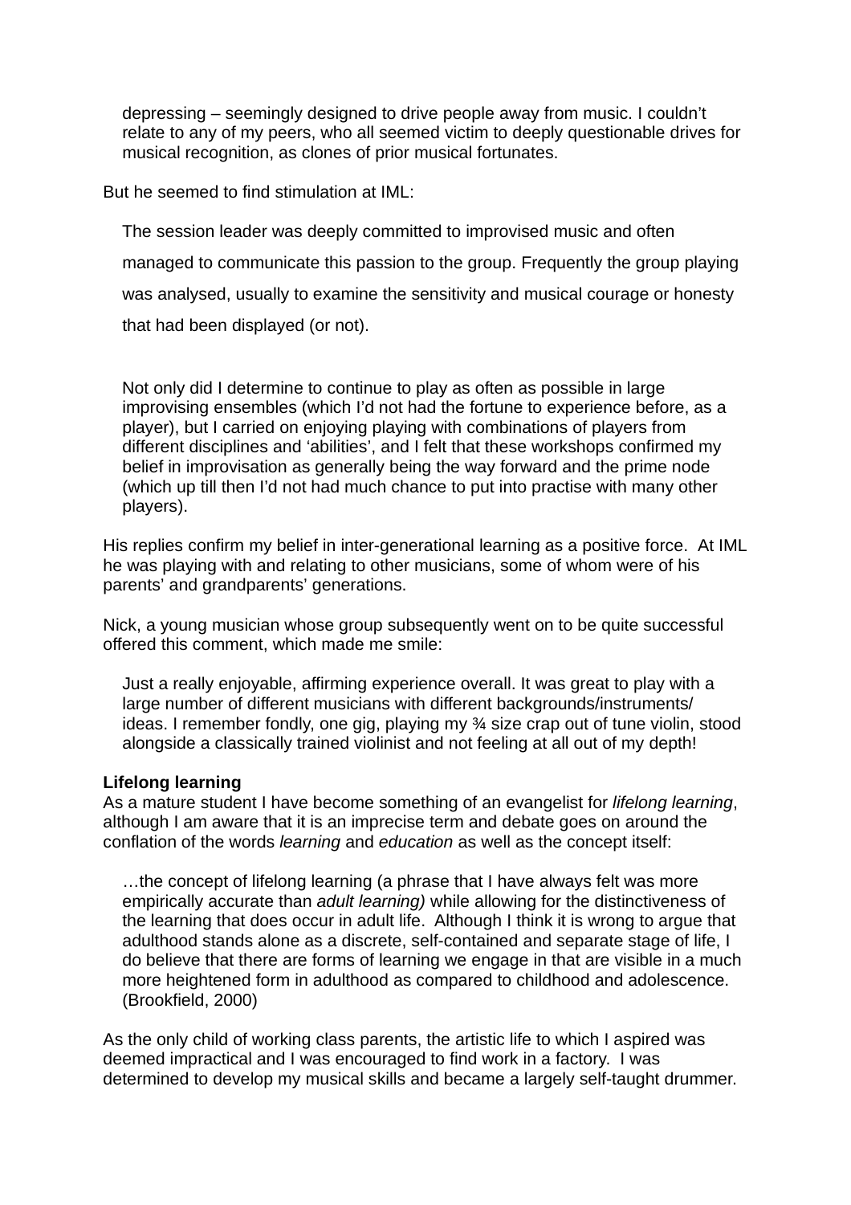> depressing – seemingly designed to drive people away from music. I couldn't relate to any of my peers, who all seemed victim to deeply questionable drives for musical recognition, as clones of prior musical fortunates.

But he seemed to find stimulation at IML:

> The session leader was deeply committed to improvised music and often managed to communicate this passion to the group. Frequently the group playing was analysed, usually to examine the sensitivity and musical courage or honesty that had been displayed (or not).
>
> Not only did I determine to continue to play as often as possible in large improvising ensembles (which I'd not had the fortune to experience before, as a player), but I carried on enjoying playing with combinations of players from different disciplines and 'abilities', and I felt that these workshops confirmed my belief in improvisation as generally being the way forward and the prime node (which up till then I'd not had much chance to put into practise with many other players).

His replies confirm my belief in inter-generational learning as a positive force. At IML he was playing with and relating to other musicians, some of whom were of his parents' and grandparents' generations.

Nick, a young musician whose group subsequently went on to be quite successful offered this comment, which made me smile:

> Just a really enjoyable, affirming experience overall. It was great to play with a large number of different musicians with different backgrounds/instruments/ ideas. I remember fondly, one gig, playing my ¾ size crap out of tune violin, stood alongside a classically trained violinist and not feeling at all out of my depth!

**Lifelong learning**

As a mature student I have become something of an evangelist for *lifelong learning*, although I am aware that it is an imprecise term and debate goes on around the conflation of the words *learning* and *education* as well as the concept itself:

> …the concept of lifelong learning (a phrase that I have always felt was more empirically accurate than *adult learning)* while allowing for the distinctiveness of the learning that does occur in adult life. Although I think it is wrong to argue that adulthood stands alone as a discrete, self-contained and separate stage of life, I do believe that there are forms of learning we engage in that are visible in a much more heightened form in adulthood as compared to childhood and adolescence. (Brookfield, 2000)

As the only child of working class parents, the artistic life to which I aspired was deemed impractical and I was encouraged to find work in a factory. I was determined to develop my musical skills and became a largely self-taught drummer.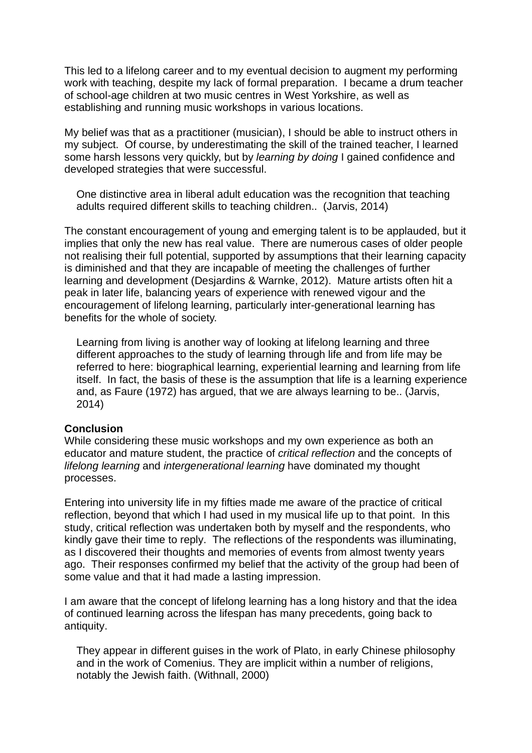This led to a lifelong career and to my eventual decision to augment my performing work with teaching, despite my lack of formal preparation. I became a drum teacher of school-age children at two music centres in West Yorkshire, as well as establishing and running music workshops in various locations.

My belief was that as a practitioner (musician), I should be able to instruct others in my subject. Of course, by underestimating the skill of the trained teacher, I learned some harsh lessons very quickly, but by *learning by doing* I gained confidence and developed strategies that were successful.

> One distinctive area in liberal adult education was the recognition that teaching adults required different skills to teaching children.. (Jarvis, 2014)

The constant encouragement of young and emerging talent is to be applauded, but it implies that only the new has real value. There are numerous cases of older people not realising their full potential, supported by assumptions that their learning capacity is diminished and that they are incapable of meeting the challenges of further learning and development (Desjardins & Warnke, 2012). Mature artists often hit a peak in later life, balancing years of experience with renewed vigour and the encouragement of lifelong learning, particularly inter-generational learning has benefits for the whole of society.

> Learning from living is another way of looking at lifelong learning and three different approaches to the study of learning through life and from life may be referred to here: biographical learning, experiential learning and learning from life itself. In fact, the basis of these is the assumption that life is a learning experience and, as Faure (1972) has argued, that we are always learning to be.. (Jarvis, 2014)

**Conclusion**

While considering these music workshops and my own experience as both an educator and mature student, the practice of *critical reflection* and the concepts of *lifelong learning* and *intergenerational learning* have dominated my thought processes.

Entering into university life in my fifties made me aware of the practice of critical reflection, beyond that which I had used in my musical life up to that point. In this study, critical reflection was undertaken both by myself and the respondents, who kindly gave their time to reply. The reflections of the respondents was illuminating, as I discovered their thoughts and memories of events from almost twenty years ago. Their responses confirmed my belief that the activity of the group had been of some value and that it had made a lasting impression.

I am aware that the concept of lifelong learning has a long history and that the idea of continued learning across the lifespan has many precedents, going back to antiquity.

> They appear in different guises in the work of Plato, in early Chinese philosophy and in the work of Comenius. They are implicit within a number of religions, notably the Jewish faith. (Withnall, 2000)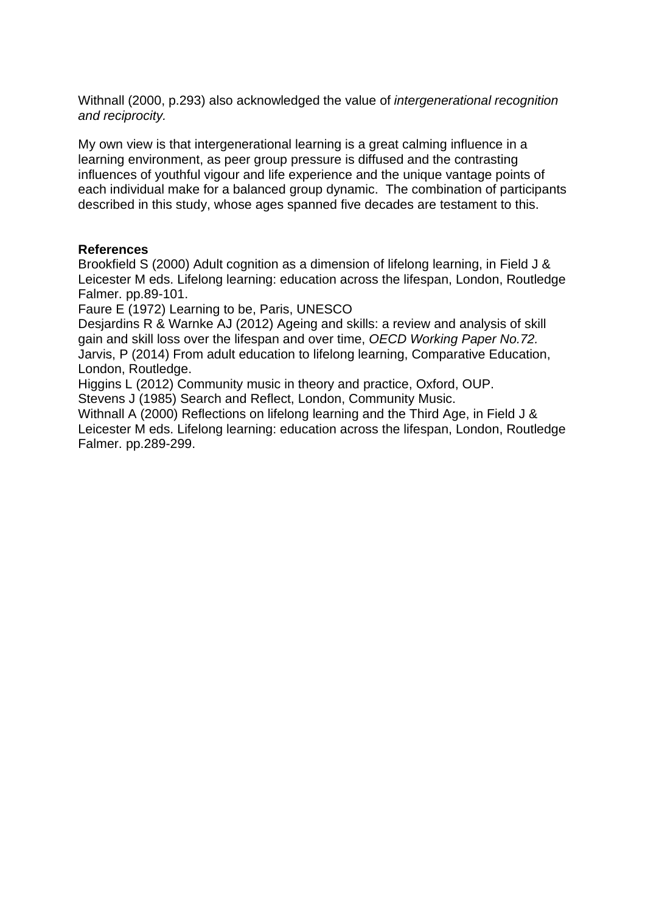Withnall (2000, p.293) also acknowledged the value of *intergenerational recognition and reciprocity.*

My own view is that intergenerational learning is a great calming influence in a learning environment, as peer group pressure is diffused and the contrasting influences of youthful vigour and life experience and the unique vantage points of each individual make for a balanced group dynamic. The combination of participants described in this study, whose ages spanned five decades are testament to this.

**References**

Brookfield S (2000) Adult cognition as a dimension of lifelong learning, in Field J & Leicester M eds. Lifelong learning: education across the lifespan, London, Routledge Falmer. pp.89-101.
Faure E (1972) Learning to be, Paris, UNESCO
Desjardins R & Warnke AJ (2012) Ageing and skills: a review and analysis of skill gain and skill loss over the lifespan and over time, *OECD Working Paper No.72.*
Jarvis, P (2014) From adult education to lifelong learning, Comparative Education, London, Routledge.
Higgins L (2012) Community music in theory and practice, Oxford, OUP.
Stevens J (1985) Search and Reflect, London, Community Music.
Withnall A (2000) Reflections on lifelong learning and the Third Age, in Field J & Leicester M eds. Lifelong learning: education across the lifespan, London, Routledge Falmer. pp.289-299.